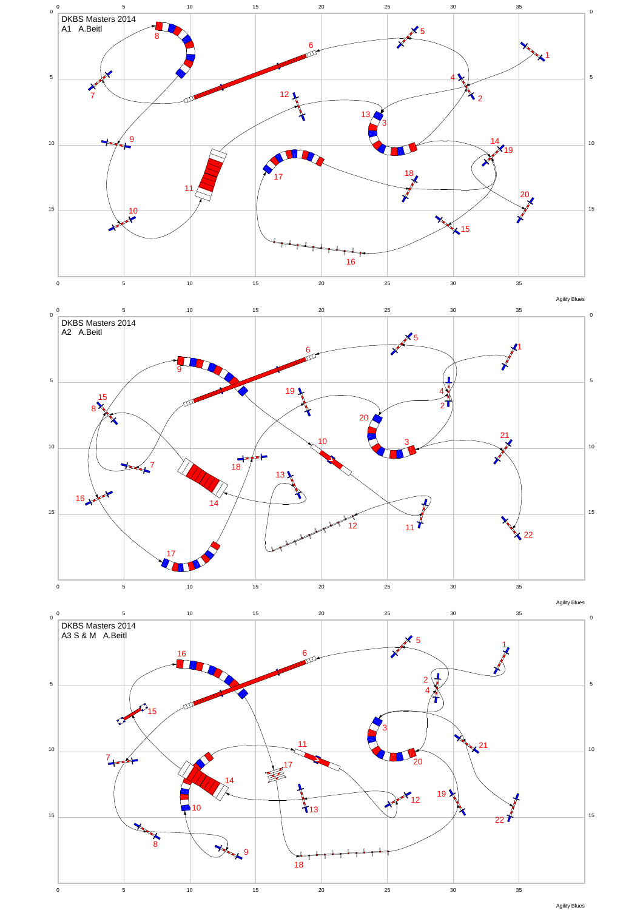DKBS Masters 2014
A1 A.Beitl

Agility Blues

DKBS Masters 2014
A2 A.Beitl

Agility Blues

DKBS Masters 2014
A3 S & M A.Beitl

Agility Blues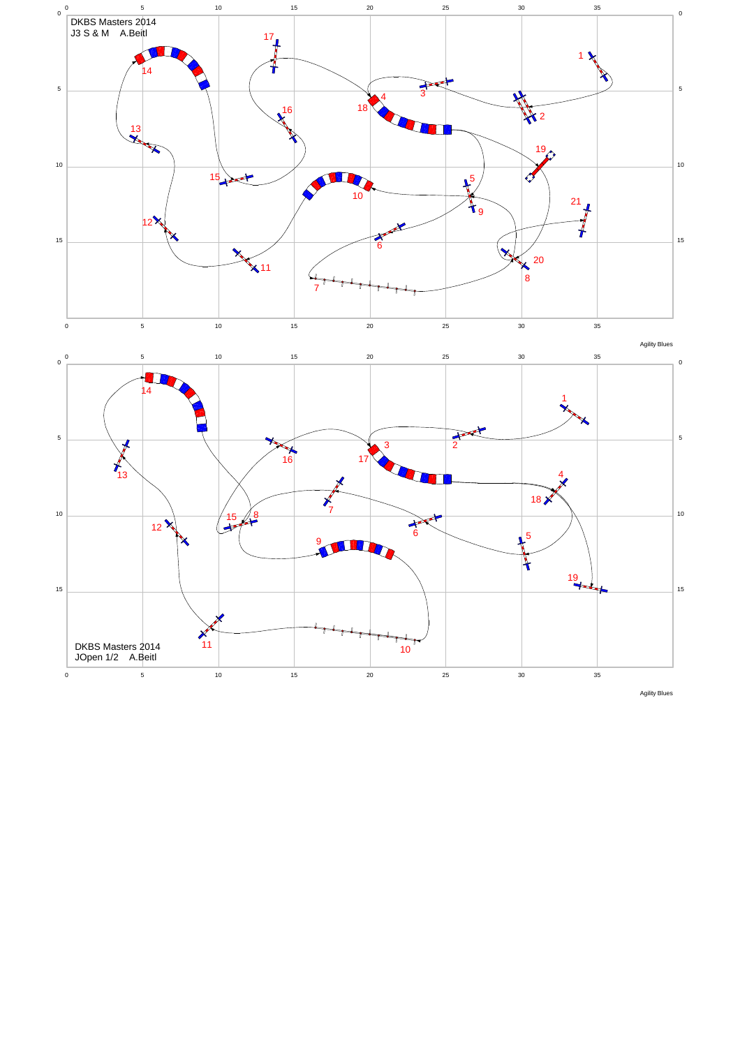DKBS Masters 2014
J3 S & M A.Beitl

0 5 10 15 20 25 30 35

1
2
3
4
5
6
7
8
9
10
11
12
13
14
15
16
17
18
19
20
21

Agility Blues

DKBS Masters 2014
JOpen 1/2 A.Beitl

0 5 10 15 20 25 30 35

1
2
3
4
5
6
7
8
9
10
11
12
13
14
15
16
17
18
19

Agility Blues